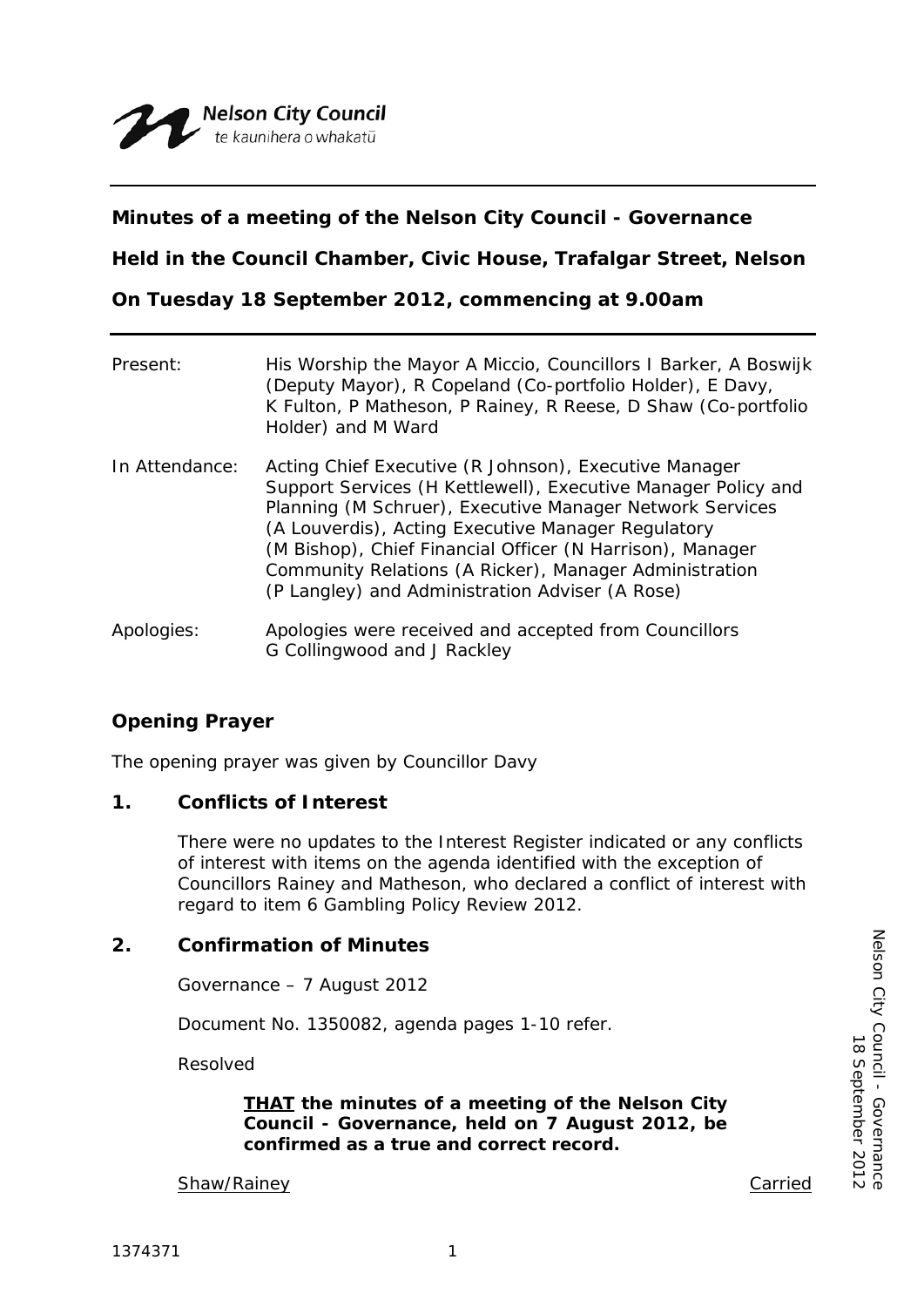Nelson City Council
te kaunihera o whakatū

**Minutes of a meeting of the Nelson City Council - Governance**

**Held in the Council Chamber, Civic House, Trafalgar Street, Nelson**

**On Tuesday 18 September 2012, commencing at 9.00am**

Present: His Worship the Mayor A Miccio, Councillors I Barker, A Boswijk (Deputy Mayor), R Copeland (Co-portfolio Holder), E Davy, K Fulton, P Matheson, P Rainey, R Reese, D Shaw (Co-portfolio Holder) and M Ward

In Attendance: Acting Chief Executive (R Johnson), Executive Manager Support Services (H Kettlewell), Executive Manager Policy and Planning (M Schruer), Executive Manager Network Services (A Louverdis), Acting Executive Manager Regulatory (M Bishop), Chief Financial Officer (N Harrison), Manager Community Relations (A Ricker), Manager Administration (P Langley) and Administration Adviser (A Rose)

Apologies: Apologies were received and accepted from Councillors G Collingwood and J Rackley

## Opening Prayer

The opening prayer was given by Councillor Davy

## 1. Conflicts of Interest

There were no updates to the Interest Register indicated or any conflicts of interest with items on the agenda identified with the exception of Councillors Rainey and Matheson, who declared a conflict of interest with regard to item 6 Gambling Policy Review 2012.

## 2. Confirmation of Minutes

Governance – 7 August 2012

Document No. 1350082, agenda pages 1-10 refer.

Resolved

> **THAT the minutes of a meeting of the Nelson City Council - Governance, held on 7 August 2012, be confirmed as a true and correct record.**

Shaw/Rainey — Carried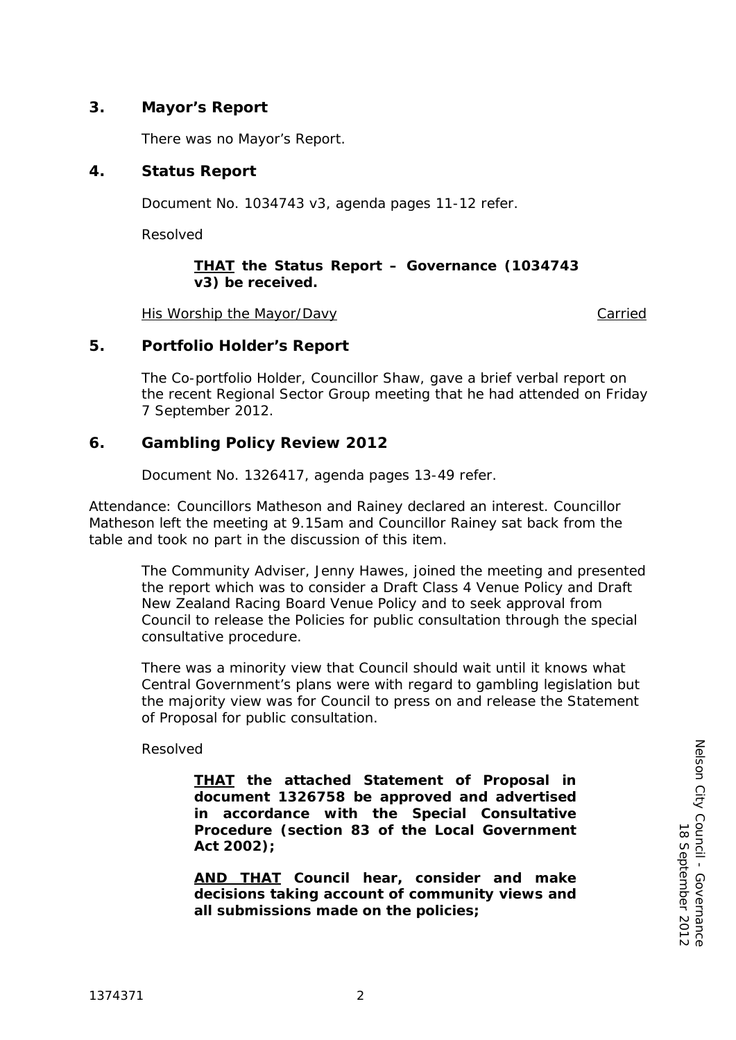## 3. Mayor's Report

There was no Mayor's Report.

## 4. Status Report

Document No. 1034743 v3, agenda pages 11-12 refer.

Resolved

> **<u>THAT</u> the Status Report – Governance (1034743 v3) be received.**

<u>His Worship the Mayor/Davy</u> <u>Carried</u>

## 5. Portfolio Holder's Report

The Co-portfolio Holder, Councillor Shaw, gave a brief verbal report on the recent Regional Sector Group meeting that he had attended on Friday 7 September 2012.

## 6. Gambling Policy Review 2012

Document No. 1326417, agenda pages 13-49 refer.

Attendance: Councillors Matheson and Rainey declared an interest. Councillor Matheson left the meeting at 9.15am and Councillor Rainey sat back from the table and took no part in the discussion of this item.

The Community Adviser, Jenny Hawes, joined the meeting and presented the report which was to consider a Draft Class 4 Venue Policy and Draft New Zealand Racing Board Venue Policy and to seek approval from Council to release the Policies for public consultation through the special consultative procedure.

There was a minority view that Council should wait until it knows what Central Government's plans were with regard to gambling legislation but the majority view was for Council to press on and release the Statement of Proposal for public consultation.

Resolved

> **<u>THAT</u> the attached Statement of Proposal in document 1326758 be approved and advertised in accordance with the Special Consultative Procedure (section 83 of the Local Government Act 2002);**
>
> **<u>AND THAT</u> Council hear, consider and make decisions taking account of community views and all submissions made on the policies;**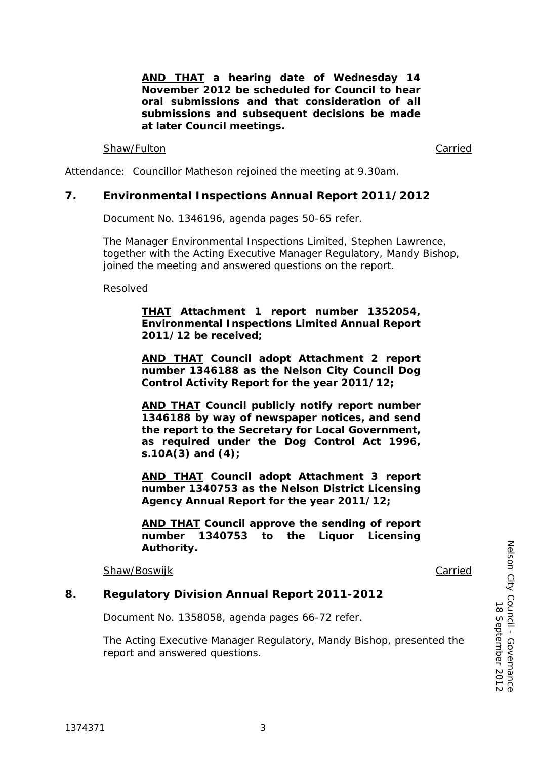**<u>AND THAT</u> a hearing date of Wednesday 14 November 2012 be scheduled for Council to hear oral submissions and that consideration of all submissions and subsequent decisions be made at later Council meetings.**

<u>Shaw/Fulton</u> <u>Carried</u>

Attendance: Councillor Matheson rejoined the meeting at 9.30am.

## 7. Environmental Inspections Annual Report 2011/2012

Document No. 1346196, agenda pages 50-65 refer.

The Manager Environmental Inspections Limited, Stephen Lawrence, together with the Acting Executive Manager Regulatory, Mandy Bishop, joined the meeting and answered questions on the report.

Resolved

**<u>THAT</u> Attachment 1 report number 1352054, Environmental Inspections Limited Annual Report 2011/12 be received;**

**<u>AND THAT</u> Council adopt Attachment 2 report number 1346188 as the Nelson City Council Dog Control Activity Report for the year 2011/12;**

**<u>AND THAT</u> Council publicly notify report number 1346188 by way of newspaper notices, and send the report to the Secretary for Local Government, as required under the Dog Control Act 1996, s.10A(3) and (4);**

**<u>AND THAT</u> Council adopt Attachment 3 report number 1340753 as the Nelson District Licensing Agency Annual Report for the year 2011/12;**

**<u>AND THAT</u> Council approve the sending of report number 1340753 to the Liquor Licensing Authority.**

<u>Shaw/Boswijk</u> <u>Carried</u>

## 8. Regulatory Division Annual Report 2011-2012

Document No. 1358058, agenda pages 66-72 refer.

The Acting Executive Manager Regulatory, Mandy Bishop, presented the report and answered questions.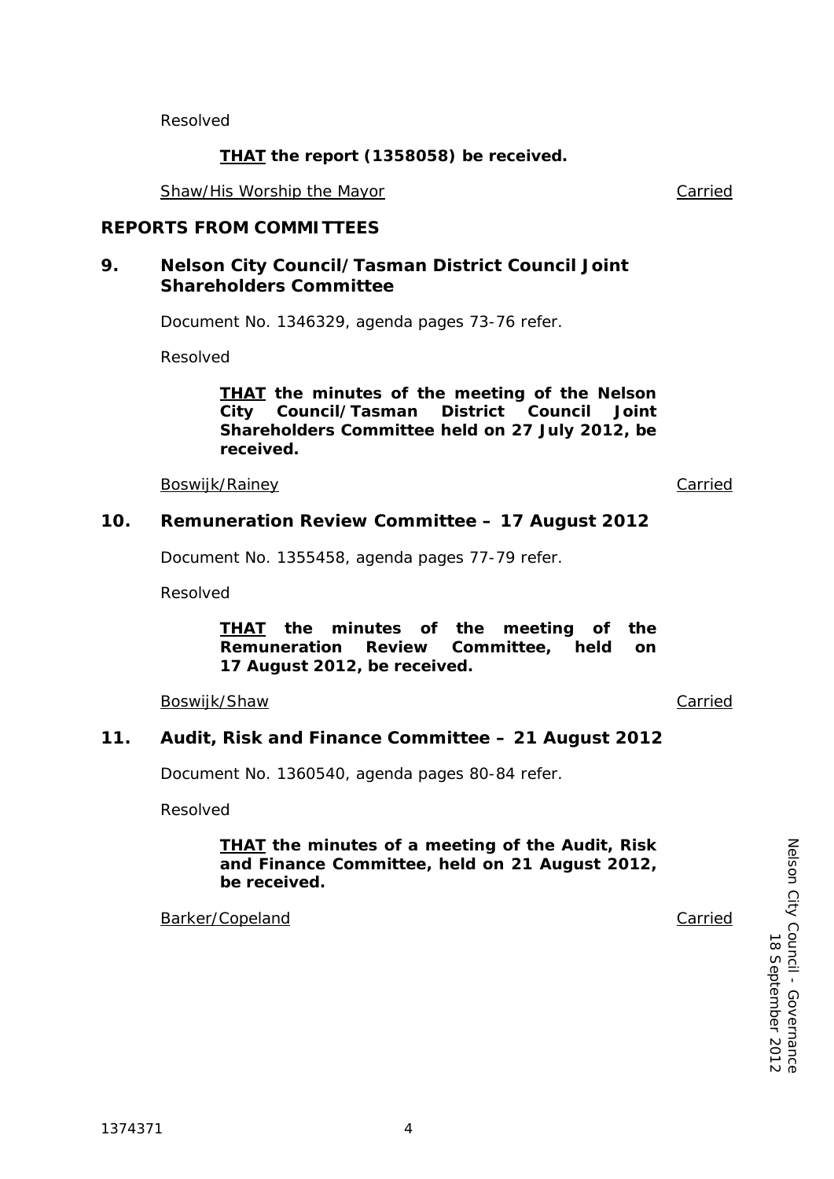Resolved

> **<u>THAT</u> the report (1358058) be received.**

<u>Shaw/His Worship the Mayor</u> <u>Carried</u>

## REPORTS FROM COMMITTEES

### 9. Nelson City Council/Tasman District Council Joint Shareholders Committee

Document No. 1346329, agenda pages 73-76 refer.

Resolved

> **<u>THAT</u> the minutes of the meeting of the Nelson City Council/Tasman District Council Joint Shareholders Committee held on 27 July 2012, be received.**

<u>Boswijk/Rainey</u> <u>Carried</u>

### 10. Remuneration Review Committee – 17 August 2012

Document No. 1355458, agenda pages 77-79 refer.

Resolved

> **<u>THAT</u> the minutes of the meeting of the Remuneration Review Committee, held on 17 August 2012, be received.**

<u>Boswijk/Shaw</u> <u>Carried</u>

### 11. Audit, Risk and Finance Committee – 21 August 2012

Document No. 1360540, agenda pages 80-84 refer.

Resolved

> **<u>THAT</u> the minutes of a meeting of the Audit, Risk and Finance Committee, held on 21 August 2012, be received.**

<u>Barker/Copeland</u> <u>Carried</u>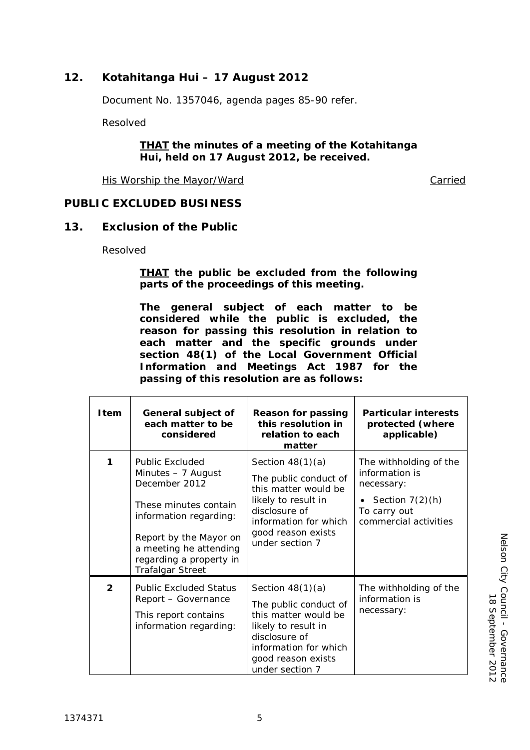## 12. Kotahitanga Hui – 17 August 2012

Document No. 1357046, agenda pages 85-90 refer.

Resolved

> ***THAT*** **the minutes of a meeting of the Kotahitanga Hui, held on 17 August 2012, be received.**

His Worship the Mayor/Ward — Carried

## PUBLIC EXCLUDED BUSINESS

## 13. Exclusion of the Public

Resolved

> ***THAT*** **the public be excluded from the following parts of the proceedings of this meeting.**
>
> **The general subject of each matter to be considered while the public is excluded, the reason for passing this resolution in relation to each matter and the specific grounds under section 48(1) of the Local Government Official Information and Meetings Act 1987 for the passing of this resolution are as follows:**

| Item | General subject of each matter to be considered | Reason for passing this resolution in relation to each matter | Particular interests protected (where applicable) |
|---|---|---|---|
| 1 | Public Excluded Minutes – 7 August December 2012<br><br>These minutes contain information regarding:<br><br>Report by the Mayor on a meeting he attending regarding a property in Trafalgar Street | Section 48(1)(a)<br><br>The public conduct of this matter would be likely to result in disclosure of information for which good reason exists under section 7 | The withholding of the information is necessary:<br><br>• Section 7(2)(h) To carry out commercial activities |
| 2 | Public Excluded Status Report – Governance<br><br>This report contains information regarding: | Section 48(1)(a)<br><br>The public conduct of this matter would be likely to result in disclosure of information for which good reason exists under section 7 | The withholding of the information is necessary: |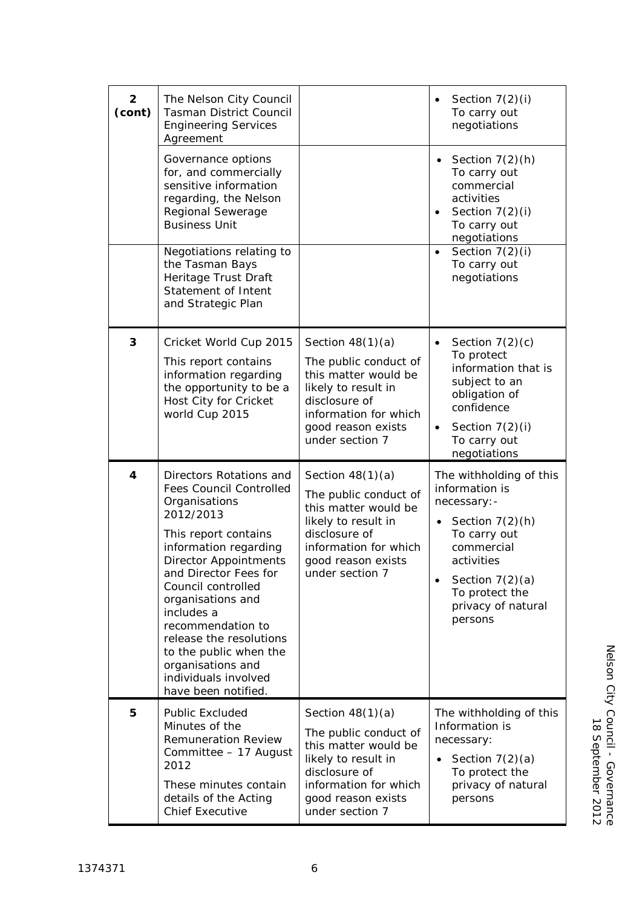| | | | |
|---|---|---|---|
| **2 (cont)** | The Nelson City Council Tasman District Council Engineering Services Agreement | | • Section 7(2)(i) To carry out negotiations |
| | Governance options for, and commercially sensitive information regarding, the Nelson Regional Sewerage Business Unit | | • Section 7(2)(h) To carry out commercial activities<br>• Section 7(2)(i) To carry out negotiations |
| | Negotiations relating to the Tasman Bays Heritage Trust Draft Statement of Intent and Strategic Plan | | • Section 7(2)(i) To carry out negotiations |
| **3** | Cricket World Cup 2015<br>This report contains information regarding the opportunity to be a Host City for Cricket world Cup 2015 | Section 48(1)(a)<br>The public conduct of this matter would be likely to result in disclosure of information for which good reason exists under section 7 | • Section 7(2)(c) To protect information that is subject to an obligation of confidence<br>• Section 7(2)(i) To carry out negotiations |
| **4** | Directors Rotations and Fees Council Controlled Organisations 2012/2013<br>This report contains information regarding Director Appointments and Director Fees for Council controlled organisations and includes a recommendation to release the resolutions to the public when the organisations and individuals involved have been notified. | Section 48(1)(a)<br>The public conduct of this matter would be likely to result in disclosure of information for which good reason exists under section 7 | The withholding of this information is necessary:-<br>• Section 7(2)(h) To carry out commercial activities<br>• Section 7(2)(a) To protect the privacy of natural persons |
| **5** | Public Excluded Minutes of the Remuneration Review Committee – 17 August 2012<br>These minutes contain details of the Acting Chief Executive | Section 48(1)(a)<br>The public conduct of this matter would be likely to result in disclosure of information for which good reason exists under section 7 | The withholding of this Information is necessary:<br>• Section 7(2)(a) To protect the privacy of natural persons |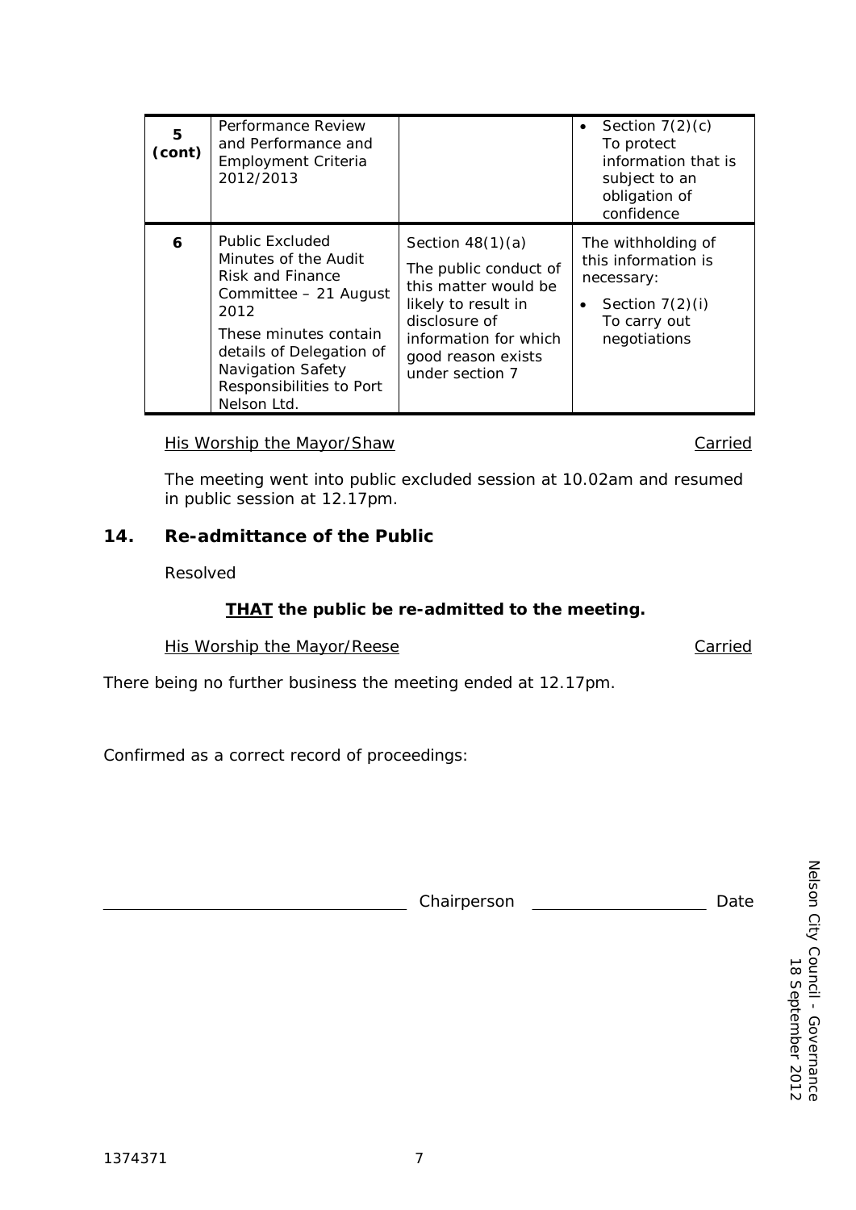| | | | |
|---|---|---|---|
| **5 (cont)** | Performance Review and Performance and Employment Criteria 2012/2013 | | • Section 7(2)(c) To protect information that is subject to an obligation of confidence |
| **6** | Public Excluded Minutes of the Audit Risk and Finance Committee – 21 August 2012<br>These minutes contain details of Delegation of Navigation Safety Responsibilities to Port Nelson Ltd. | Section 48(1)(a)<br>The public conduct of this matter would be likely to result in disclosure of information for which good reason exists under section 7 | The withholding of this information is necessary:<br>• Section 7(2)(i) To carry out negotiations |

His Worship the Mayor/Shaw — Carried

The meeting went into public excluded session at 10.02am and resumed in public session at 12.17pm.

## 14. Re-admittance of the Public

Resolved

**THAT the public be re-admitted to the meeting.**

His Worship the Mayor/Reese — Carried

There being no further business the meeting ended at 12.17pm.

Confirmed as a correct record of proceedings:

\_\_\_\_\_\_\_\_\_\_\_\_\_\_\_\_\_\_\_\_\_\_\_\_\_\_\_\_\_\_ Chairperson \_\_\_\_\_\_\_\_\_\_\_\_\_\_\_\_\_\_ Date